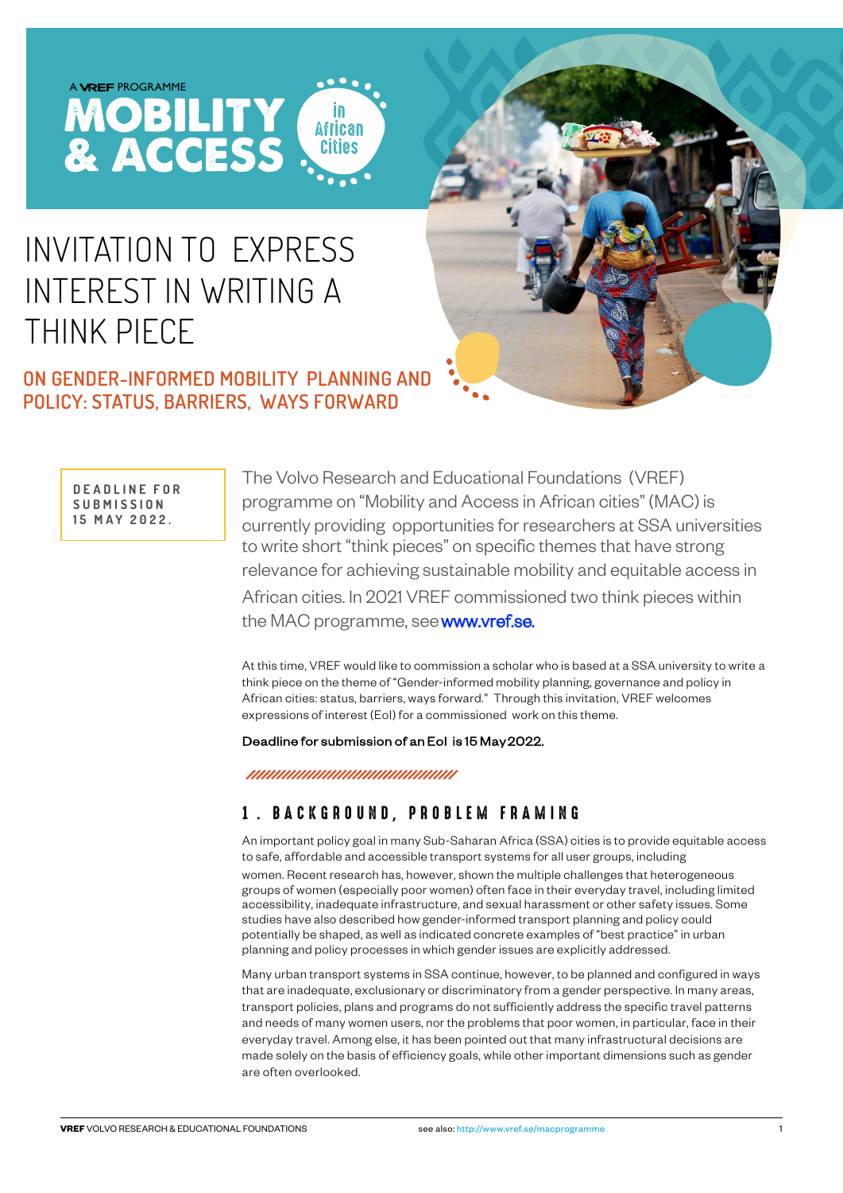A VREF PROGRAMME

MOBILITY & ACCESS in African Cities

# INVITATION TO EXPRESS INTEREST IN WRITING A THINK PIECE

## ON GENDER-INFORMED MOBILITY PLANNING AND POLICY: STATUS, BARRIERS, WAYS FORWARD

**DEADLINE FOR SUBMISSION 15 MAY 2022.**

The Volvo Research and Educational Foundations (VREF) programme on "Mobility and Access in African cities" (MAC) is currently providing opportunities for researchers at SSA universities to write short "think pieces" on specific themes that have strong relevance for achieving sustainable mobility and equitable access in African cities. In 2021 VREF commissioned two think pieces within the MAC programme, see www.vref.se.

At this time, VREF would like to commission a scholar who is based at a SSA university to write a think piece on the theme of "Gender-informed mobility planning, governance and policy in African cities: status, barriers, ways forward." Through this invitation, VREF welcomes expressions of interest (EoI) for a commissioned work on this theme.

Deadline for submission of an EoI is 15 May 2022.

## 1. BACKGROUND, PROBLEM FRAMING

An important policy goal in many Sub-Saharan Africa (SSA) cities is to provide equitable access to safe, affordable and accessible transport systems for all user groups, including women. Recent research has, however, shown the multiple challenges that heterogeneous groups of women (especially poor women) often face in their everyday travel, including limited accessibility, inadequate infrastructure, and sexual harassment or other safety issues. Some studies have also described how gender-informed transport planning and policy could potentially be shaped, as well as indicated concrete examples of "best practice" in urban planning and policy processes in which gender issues are explicitly addressed.

Many urban transport systems in SSA continue, however, to be planned and configured in ways that are inadequate, exclusionary or discriminatory from a gender perspective. In many areas, transport policies, plans and programs do not sufficiently address the specific travel patterns and needs of many women users, nor the problems that poor women, in particular, face in their everyday travel. Among else, it has been pointed out that many infrastructural decisions are made solely on the basis of efficiency goals, while other important dimensions such as gender are often overlooked.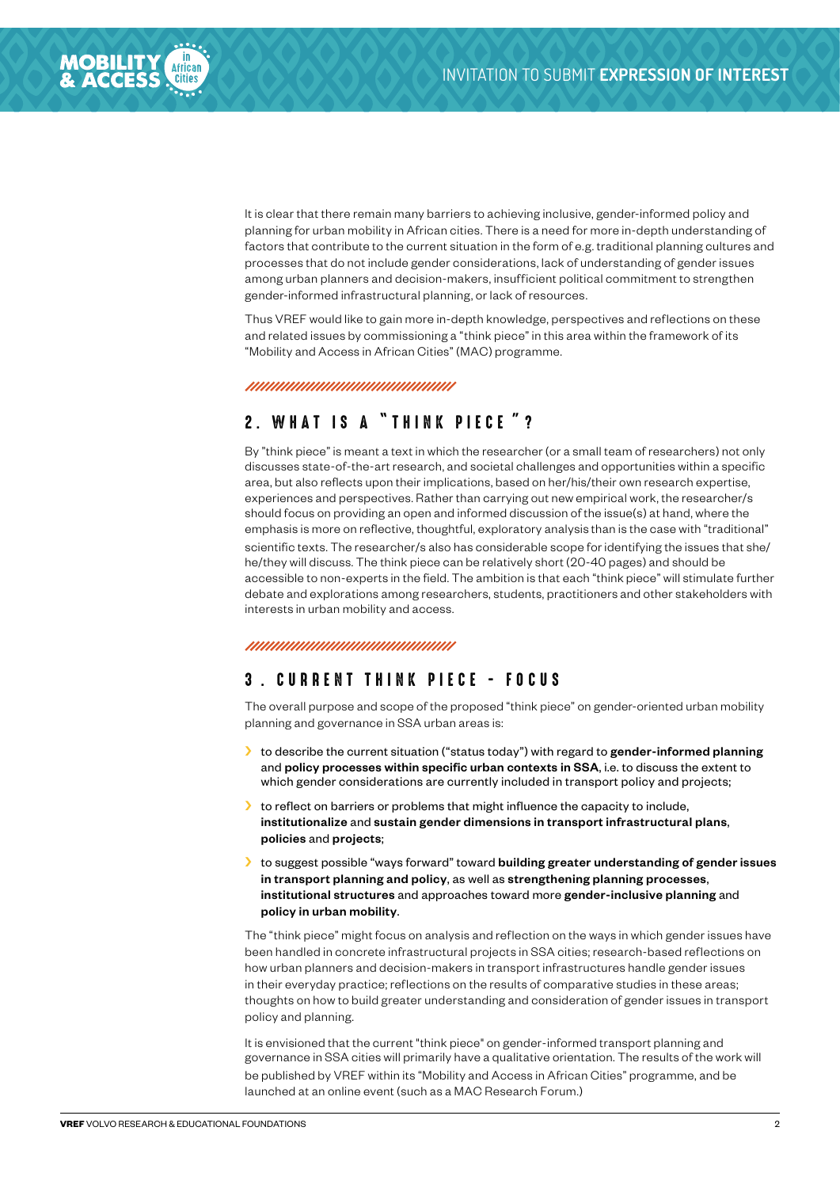It is clear that there remain many barriers to achieving inclusive, gender-informed policy and planning for urban mobility in African cities. There is a need for more in-depth understanding of factors that contribute to the current situation in the form of e.g. traditional planning cultures and processes that do not include gender considerations, lack of understanding of gender issues among urban planners and decision-makers, insufficient political commitment to strengthen gender-informed infrastructural planning, or lack of resources.

Thus VREF would like to gain more in-depth knowledge, perspectives and reflections on these and related issues by commissioning a "think piece" in this area within the framework of its "Mobility and Access in African Cities" (MAC) programme.

## 2. WHAT IS A "THINK PIECE"?

By "think piece" is meant a text in which the researcher (or a small team of researchers) not only discusses state-of-the-art research, and societal challenges and opportunities within a specific area, but also reflects upon their implications, based on her/his/their own research expertise, experiences and perspectives. Rather than carrying out new empirical work, the researcher/s should focus on providing an open and informed discussion of the issue(s) at hand, where the emphasis is more on reflective, thoughtful, exploratory analysis than is the case with "traditional" scientific texts. The researcher/s also has considerable scope for identifying the issues that she/he/they will discuss. The think piece can be relatively short (20-40 pages) and should be accessible to non-experts in the field. The ambition is that each "think piece" will stimulate further debate and explorations among researchers, students, practitioners and other stakeholders with interests in urban mobility and access.

## 3. CURRENT THINK PIECE - FOCUS

The overall purpose and scope of the proposed "think piece" on gender-oriented urban mobility planning and governance in SSA urban areas is:

- to describe the current situation ("status today") with regard to **gender-informed planning** and **policy processes within specific urban contexts in SSA**, i.e. to discuss the extent to which gender considerations are currently included in transport policy and projects;
- to reflect on barriers or problems that might influence the capacity to include, **institutionalize** and **sustain gender dimensions in transport infrastructural plans**, **policies** and **projects**;
- to suggest possible "ways forward" toward **building greater understanding of gender issues in transport planning and policy**, as well as **strengthening planning processes**, **institutional structures** and approaches toward more **gender-inclusive planning** and **policy in urban mobility**.

The "think piece" might focus on analysis and reflection on the ways in which gender issues have been handled in concrete infrastructural projects in SSA cities; research-based reflections on how urban planners and decision-makers in transport infrastructures handle gender issues in their everyday practice; reflections on the results of comparative studies in these areas; thoughts on how to build greater understanding and consideration of gender issues in transport policy and planning.

It is envisioned that the current "think piece" on gender-informed transport planning and governance in SSA cities will primarily have a qualitative orientation. The results of the work will be published by VREF within its "Mobility and Access in African Cities" programme, and be launched at an online event (such as a MAC Research Forum.)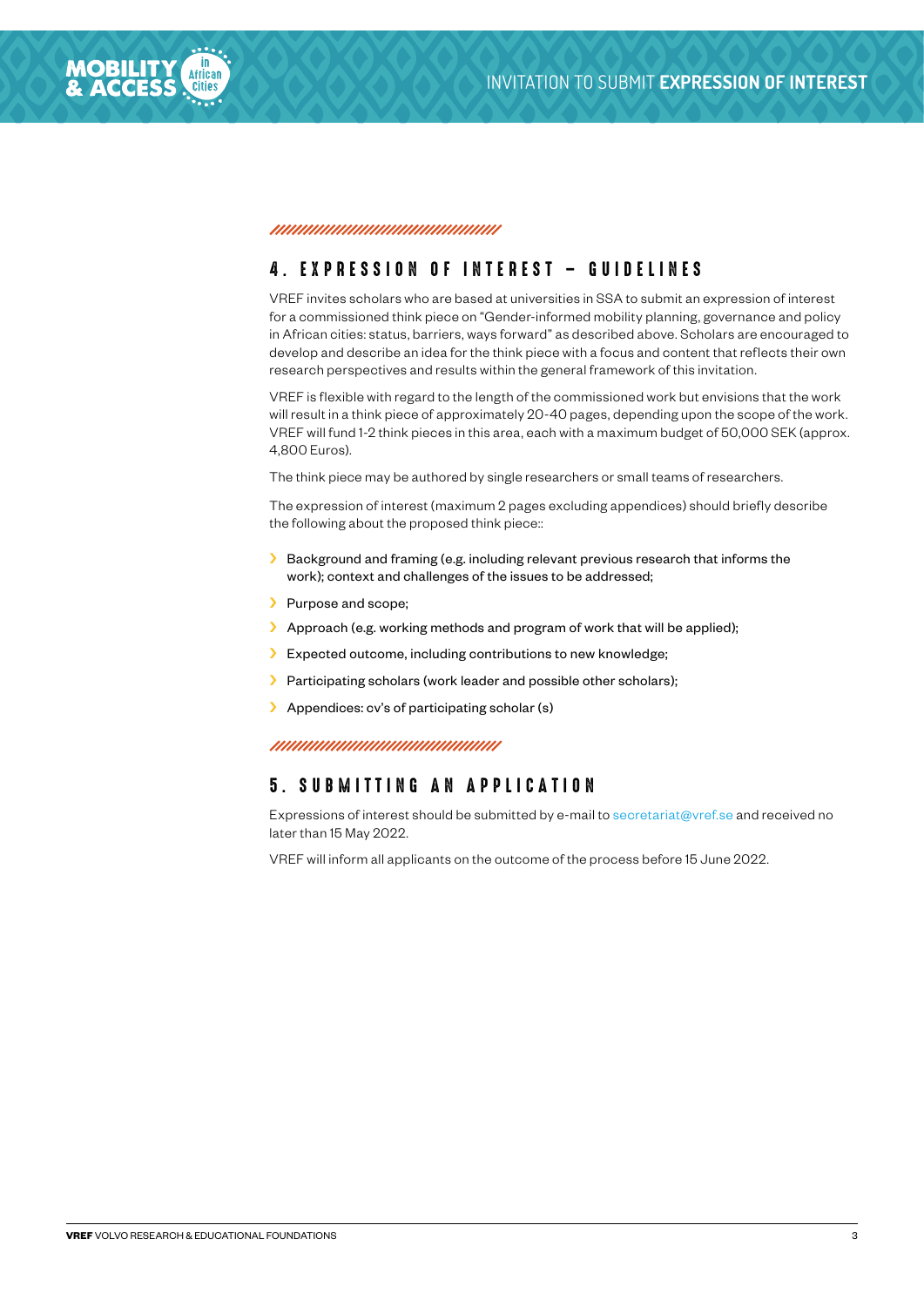## 4. EXPRESSION OF INTEREST – GUIDELINES

VREF invites scholars who are based at universities in SSA to submit an expression of interest for a commissioned think piece on "Gender-informed mobility planning, governance and policy in African cities: status, barriers, ways forward" as described above. Scholars are encouraged to develop and describe an idea for the think piece with a focus and content that reflects their own research perspectives and results within the general framework of this invitation.

VREF is flexible with regard to the length of the commissioned work but envisions that the work will result in a think piece of approximately 20-40 pages, depending upon the scope of the work. VREF will fund 1-2 think pieces in this area, each with a maximum budget of 50,000 SEK (approx. 4,800 Euros).

The think piece may be authored by single researchers or small teams of researchers.

The expression of interest (maximum 2 pages excluding appendices) should briefly describe the following about the proposed think piece::

- Background and framing (e.g. including relevant previous research that informs the work); context and challenges of the issues to be addressed;
- Purpose and scope;
- Approach (e.g. working methods and program of work that will be applied);
- Expected outcome, including contributions to new knowledge;
- Participating scholars (work leader and possible other scholars);
- Appendices: cv's of participating scholar (s)

## 5. SUBMITTING AN APPLICATION

Expressions of interest should be submitted by e-mail to secretariat@vref.se and received no later than 15 May 2022.

VREF will inform all applicants on the outcome of the process before 15 June 2022.